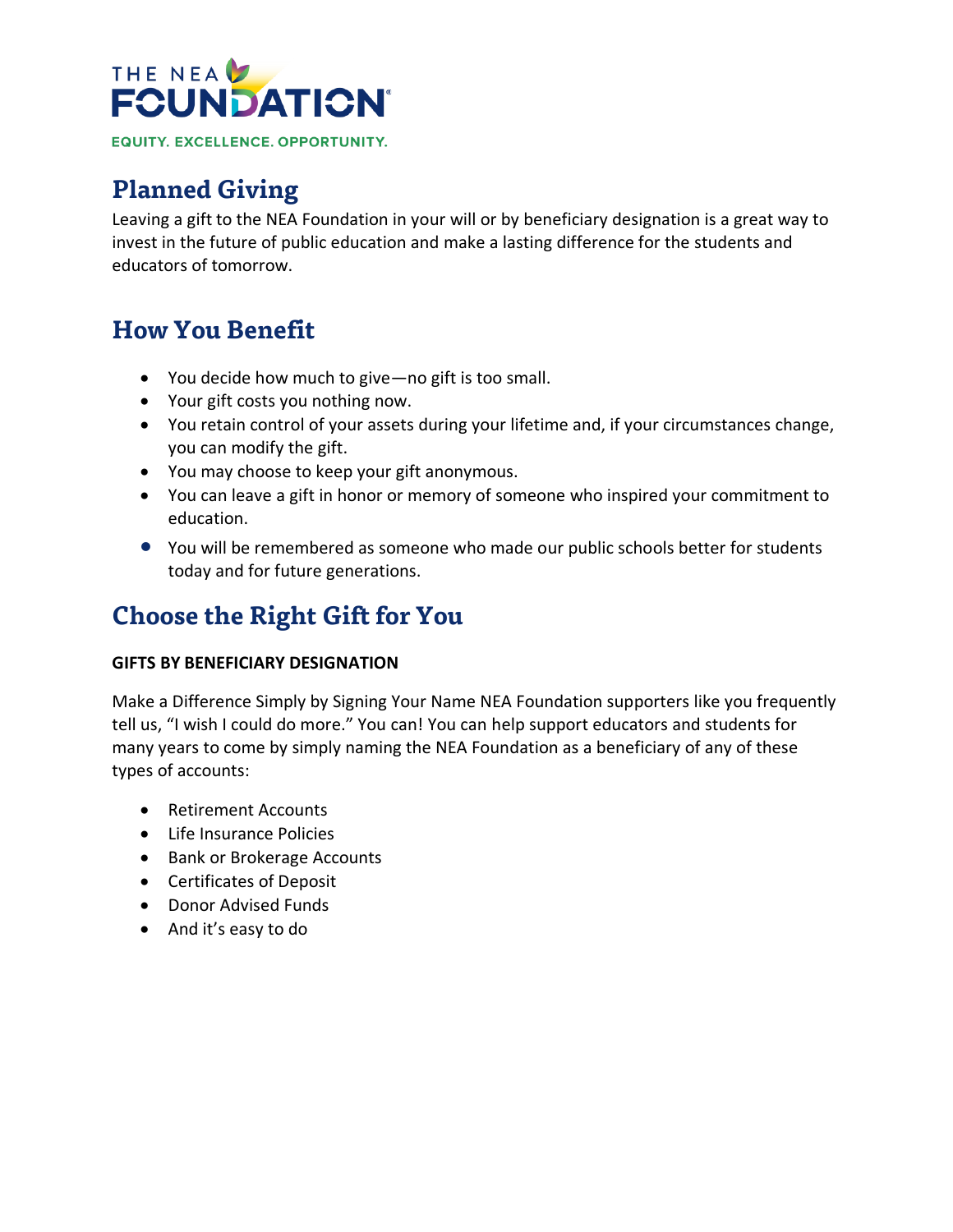THE NEA FOUNDATION

EQUITY. EXCELLENCE. OPPORTUNITY.

# Planned Giving

Leaving a gift to the NEA Foundation in your will or by beneficiary designation is a great way to invest in the future of public education and make a lasting difference for the students and educators of tomorrow.

# How You Benefit

- You decide how much to give—no gift is too small.
- Your gift costs you nothing now.
- You retain control of your assets during your lifetime and, if your circumstances change, you can modify the gift.
- You may choose to keep your gift anonymous.
- You can leave a gift in honor or memory of someone who inspired your commitment to education.
- You will be remembered as someone who made our public schools better for students today and for future generations.

# Choose the Right Gift for You

**GIFTS BY BENEFICIARY DESIGNATION**

Make a Difference Simply by Signing Your Name NEA Foundation supporters like you frequently tell us, "I wish I could do more." You can! You can help support educators and students for many years to come by simply naming the NEA Foundation as a beneficiary of any of these types of accounts:

- Retirement Accounts
- Life Insurance Policies
- Bank or Brokerage Accounts
- Certificates of Deposit
- Donor Advised Funds
- And it's easy to do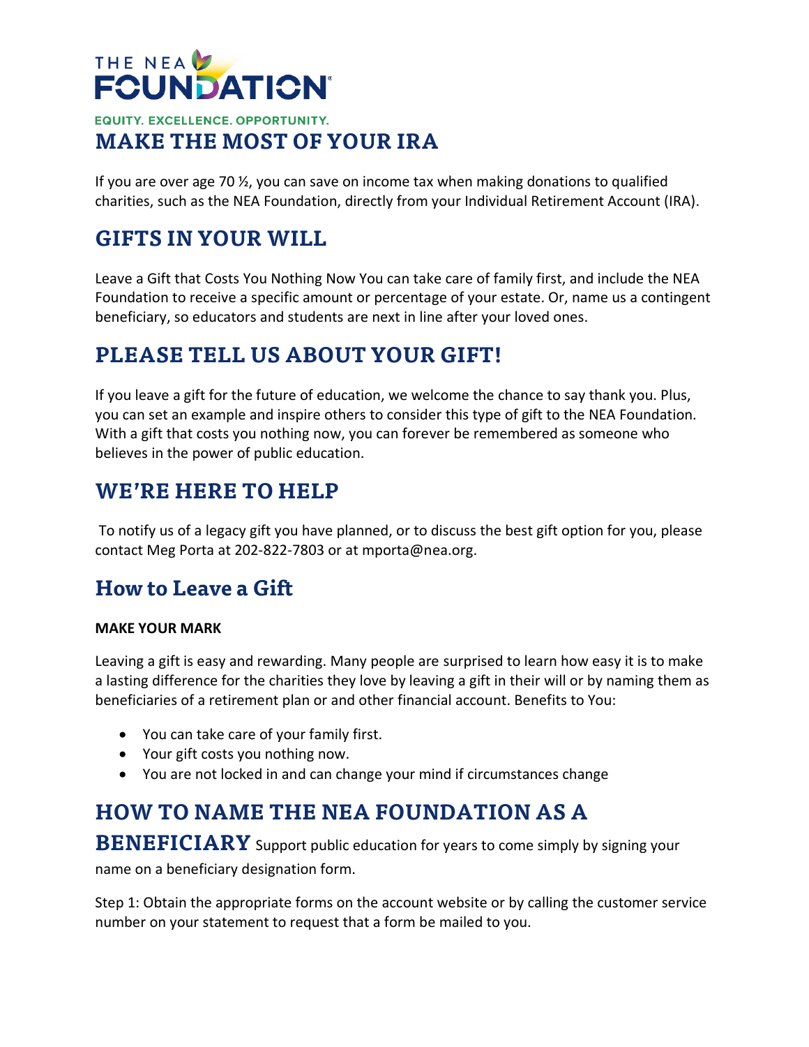THE NEA FOUNDATION

EQUITY. EXCELLENCE. OPPORTUNITY.

# MAKE THE MOST OF YOUR IRA

If you are over age 70 ½, you can save on income tax when making donations to qualified charities, such as the NEA Foundation, directly from your Individual Retirement Account (IRA).

# GIFTS IN YOUR WILL

Leave a Gift that Costs You Nothing Now You can take care of family first, and include the NEA Foundation to receive a specific amount or percentage of your estate. Or, name us a contingent beneficiary, so educators and students are next in line after your loved ones.

# PLEASE TELL US ABOUT YOUR GIFT!

If you leave a gift for the future of education, we welcome the chance to say thank you. Plus, you can set an example and inspire others to consider this type of gift to the NEA Foundation. With a gift that costs you nothing now, you can forever be remembered as someone who believes in the power of public education.

# WE'RE HERE TO HELP

To notify us of a legacy gift you have planned, or to discuss the best gift option for you, please contact Meg Porta at 202-822-7803 or at mporta@nea.org.

# How to Leave a Gift

**MAKE YOUR MARK**

Leaving a gift is easy and rewarding. Many people are surprised to learn how easy it is to make a lasting difference for the charities they love by leaving a gift in their will or by naming them as beneficiaries of a retirement plan or and other financial account. Benefits to You:

- You can take care of your family first.
- Your gift costs you nothing now.
- You are not locked in and can change your mind if circumstances change

# HOW TO NAME THE NEA FOUNDATION AS A BENEFICIARY

Support public education for years to come simply by signing your name on a beneficiary designation form.

Step 1: Obtain the appropriate forms on the account website or by calling the customer service number on your statement to request that a form be mailed to you.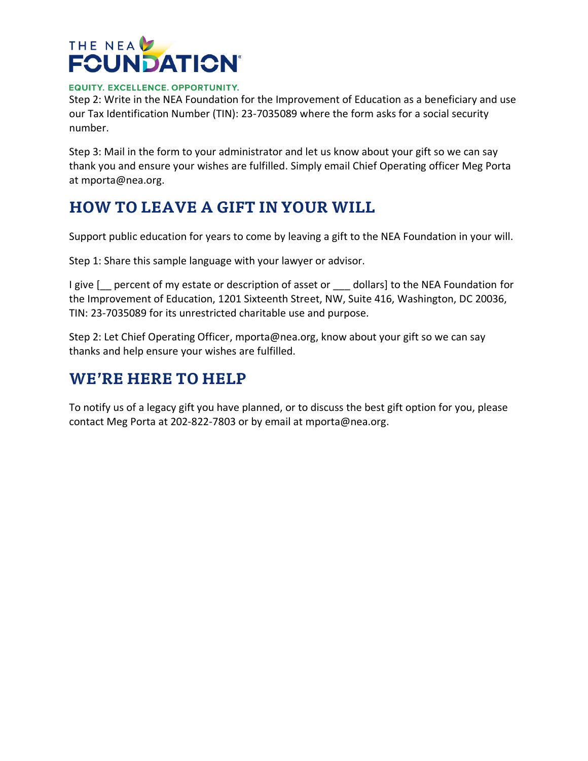EQUITY. EXCELLENCE. OPPORTUNITY.

Step 2: Write in the NEA Foundation for the Improvement of Education as a beneficiary and use our Tax Identification Number (TIN): 23-7035089 where the form asks for a social security number.

Step 3: Mail in the form to your administrator and let us know about your gift so we can say thank you and ensure your wishes are fulfilled. Simply email Chief Operating officer Meg Porta at mporta@nea.org.

## HOW TO LEAVE A GIFT IN YOUR WILL

Support public education for years to come by leaving a gift to the NEA Foundation in your will.

Step 1: Share this sample language with your lawyer or advisor.

I give [__ percent of my estate or description of asset or ___ dollars] to the NEA Foundation for the Improvement of Education, 1201 Sixteenth Street, NW, Suite 416, Washington, DC 20036, TIN: 23-7035089 for its unrestricted charitable use and purpose.

Step 2: Let Chief Operating Officer, mporta@nea.org, know about your gift so we can say thanks and help ensure your wishes are fulfilled.

## WE'RE HERE TO HELP

To notify us of a legacy gift you have planned, or to discuss the best gift option for you, please contact Meg Porta at 202-822-7803 or by email at mporta@nea.org.